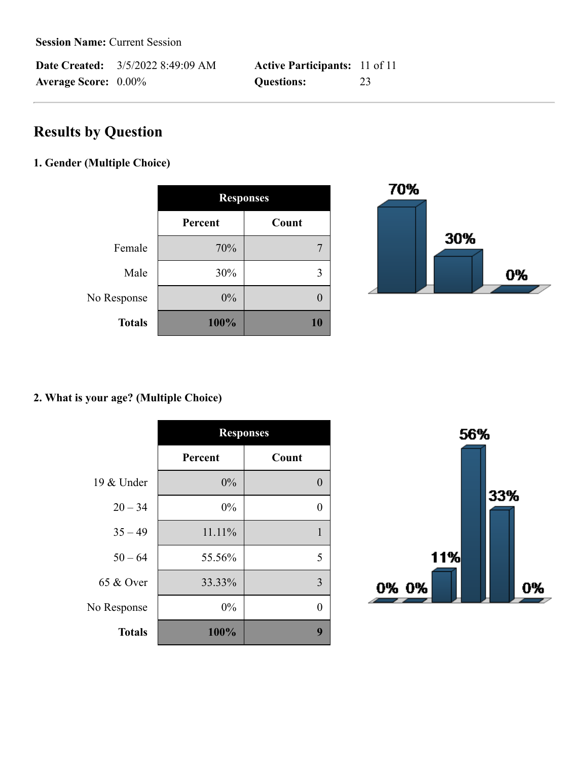**Session Name:** Current Session

**Date Created:** 3/5/2022 8:49:09 AM

**Average Score:** 0.00%

**Active Participants:** 11 of 11

**Questions:** 23

---

## Results by Question

### 1. Gender (Multiple Choice)

| | Responses | |
|---|---|---|
| | Percent | Count |
| Female | 70% | 7 |
| Male | 30% | 3 |
| No Response | 0% | 0 |
| **Totals** | **100%** | **10** |

### 2. What is your age? (Multiple Choice)

| | Responses | |
|---|---|---|
| | Percent | Count |
| 19 & Under | 0% | 0 |
| 20 – 34 | 0% | 0 |
| 35 – 49 | 11.11% | 1 |
| 50 – 64 | 55.56% | 5 |
| 65 & Over | 33.33% | 3 |
| No Response | 0% | 0 |
| **Totals** | **100%** | **9** |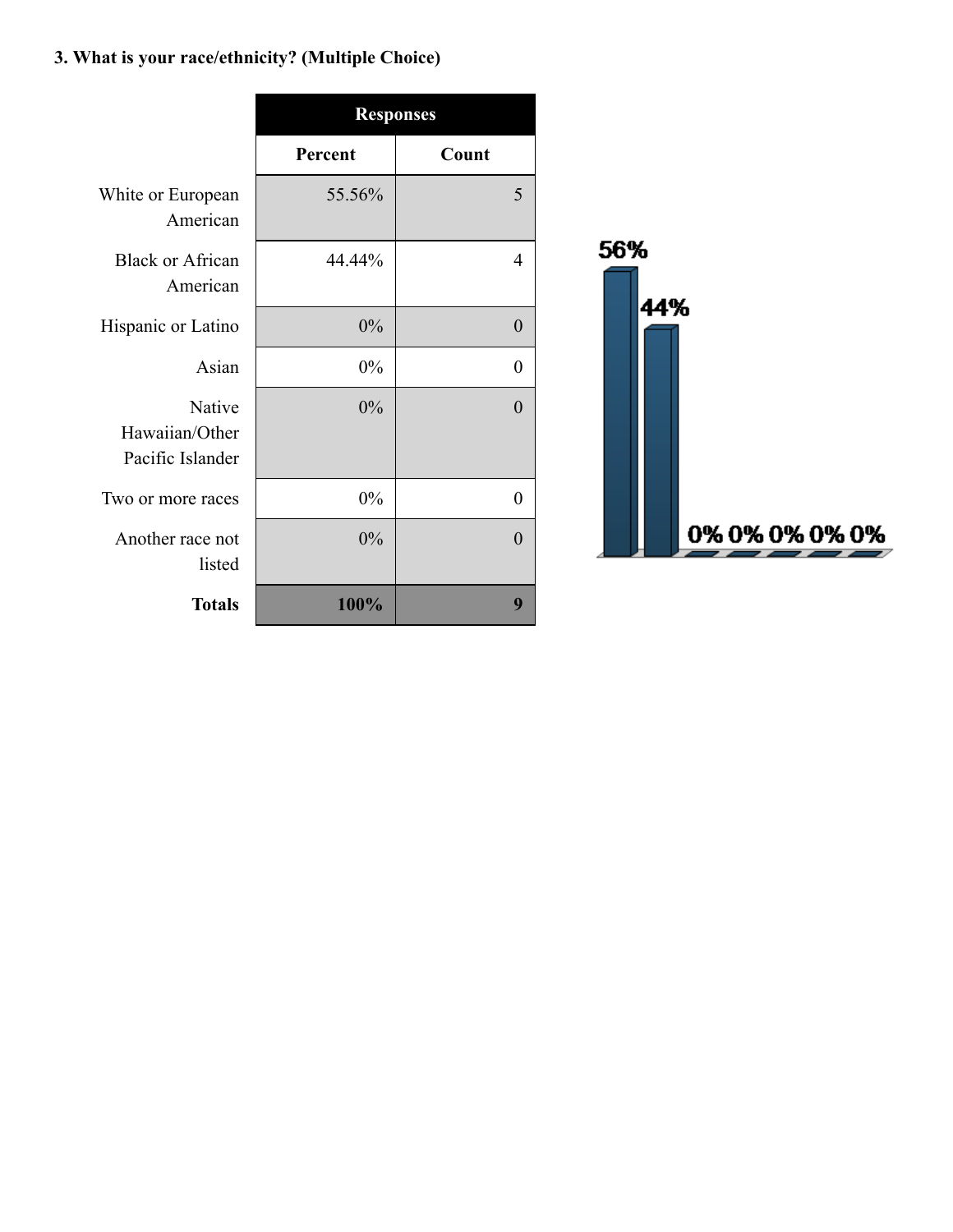**3. What is your race/ethnicity? (Multiple Choice)**

| | Responses | |
|---|---|---|
| | **Percent** | **Count** |
| White or European American | 55.56% | 5 |
| Black or African American | 44.44% | 4 |
| Hispanic or Latino | 0% | 0 |
| Asian | 0% | 0 |
| Native Hawaiian/Other Pacific Islander | 0% | 0 |
| Two or more races | 0% | 0 |
| Another race not listed | 0% | 0 |
| **Totals** | **100%** | **9** |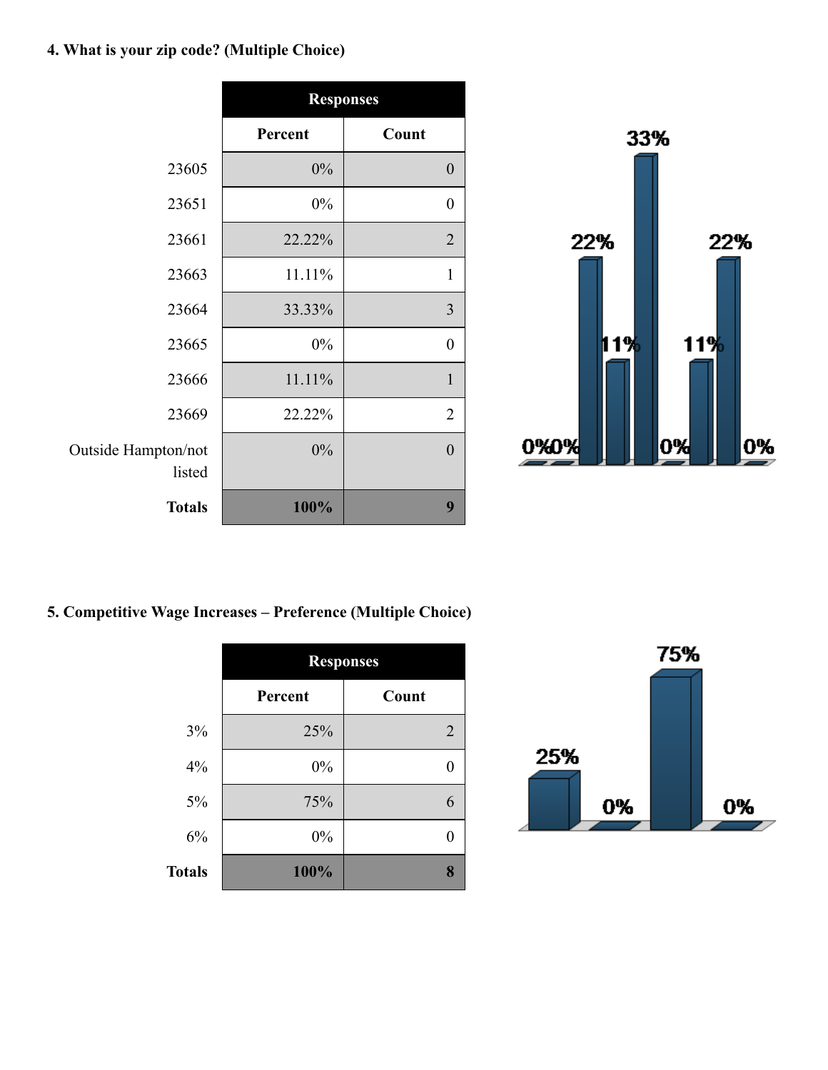**4. What is your zip code? (Multiple Choice)**

| | Responses | |
|---|---|---|
| | Percent | Count |
| 23605 | 0% | 0 |
| 23651 | 0% | 0 |
| 23661 | 22.22% | 2 |
| 23663 | 11.11% | 1 |
| 23664 | 33.33% | 3 |
| 23665 | 0% | 0 |
| 23666 | 11.11% | 1 |
| 23669 | 22.22% | 2 |
| Outside Hampton/not listed | 0% | 0 |
| **Totals** | **100%** | **9** |

**5. Competitive Wage Increases – Preference (Multiple Choice)**

| | Responses | |
|---|---|---|
| | Percent | Count |
| 3% | 25% | 2 |
| 4% | 0% | 0 |
| 5% | 75% | 6 |
| 6% | 0% | 0 |
| **Totals** | **100%** | **8** |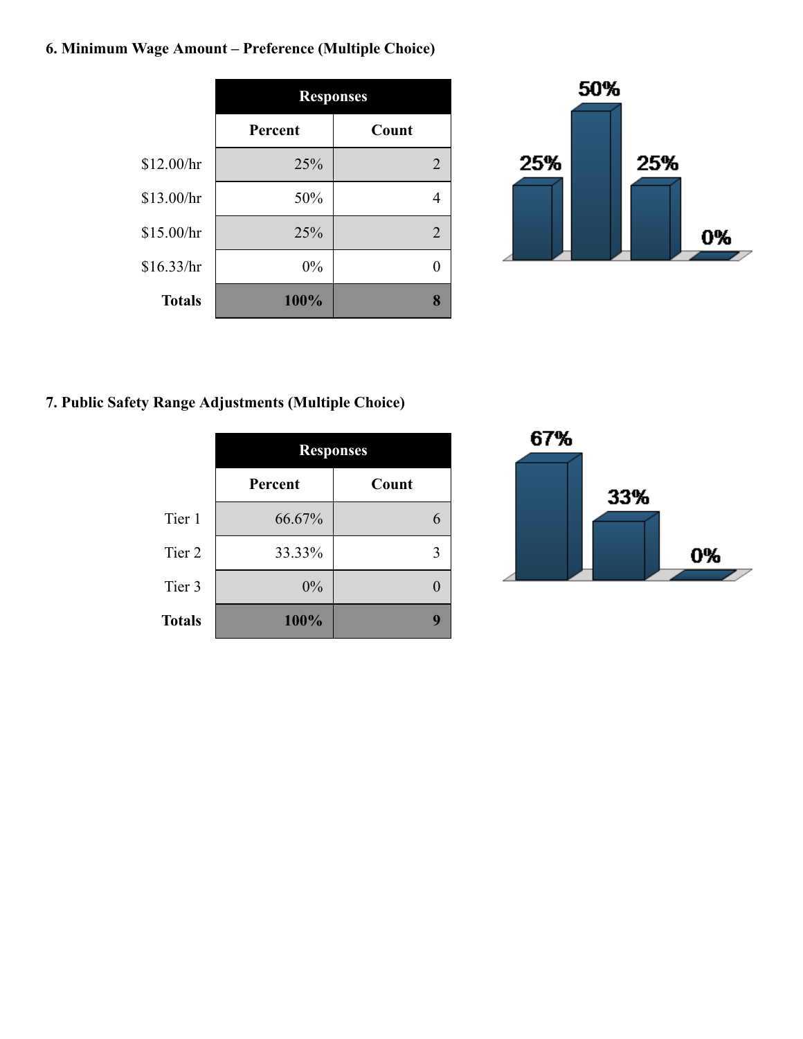### 6. Minimum Wage Amount – Preference (Multiple Choice)

| | Responses | |
|---|---|---|
| | Percent | Count |
| $12.00/hr | 25% | 2 |
| $13.00/hr | 50% | 4 |
| $15.00/hr | 25% | 2 |
| $16.33/hr | 0% | 0 |
| **Totals** | **100%** | **8** |

### 7. Public Safety Range Adjustments (Multiple Choice)

| | Responses | |
|---|---|---|
| | Percent | Count |
| Tier 1 | 66.67% | 6 |
| Tier 2 | 33.33% | 3 |
| Tier 3 | 0% | 0 |
| **Totals** | **100%** | **9** |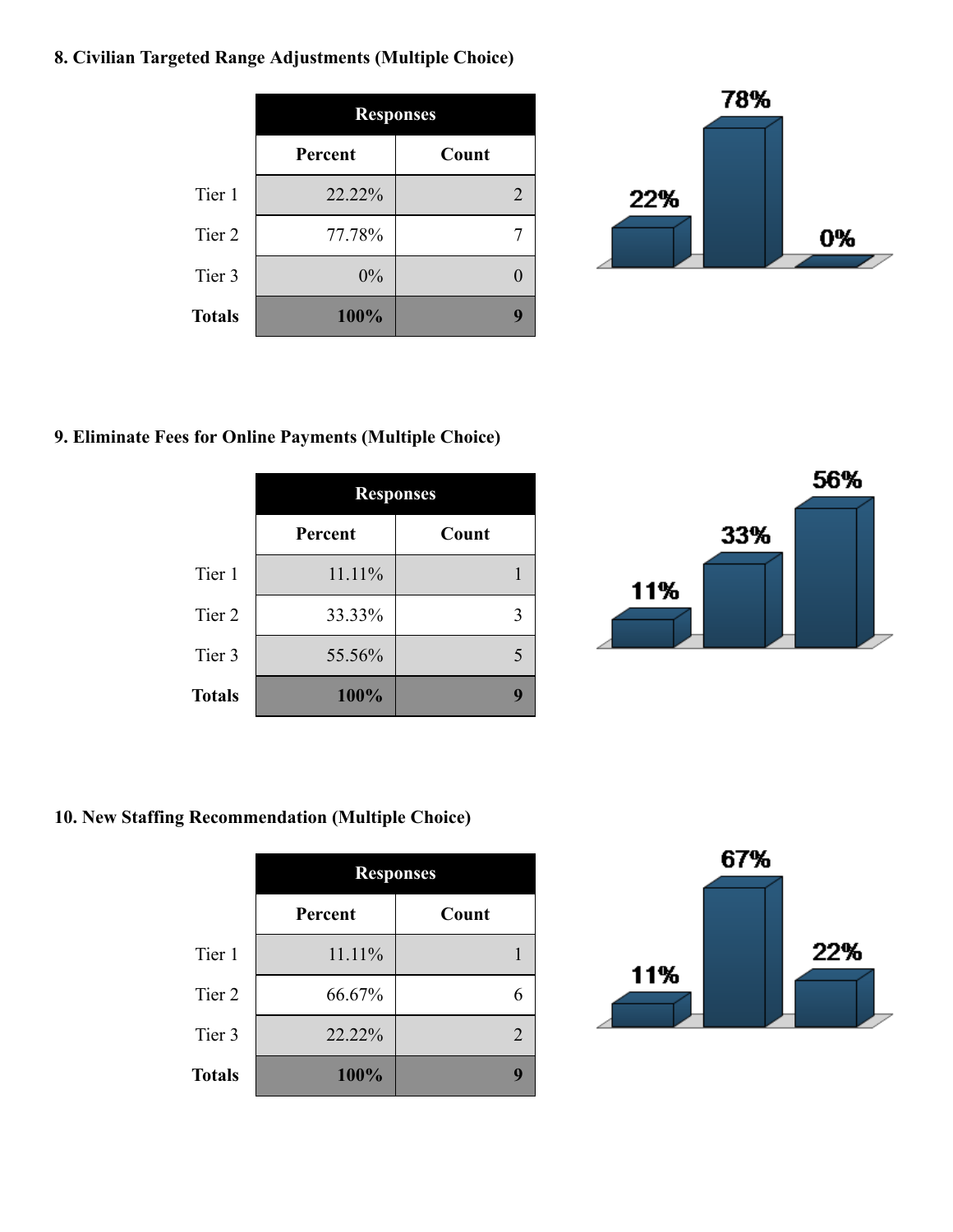**8. Civilian Targeted Range Adjustments (Multiple Choice)**

| | Responses | |
|---|---|---|
| | Percent | Count |
| Tier 1 | 22.22% | 2 |
| Tier 2 | 77.78% | 7 |
| Tier 3 | 0% | 0 |
| **Totals** | **100%** | **9** |

**9. Eliminate Fees for Online Payments (Multiple Choice)**

| | Responses | |
|---|---|---|
| | Percent | Count |
| Tier 1 | 11.11% | 1 |
| Tier 2 | 33.33% | 3 |
| Tier 3 | 55.56% | 5 |
| **Totals** | **100%** | **9** |

**10. New Staffing Recommendation (Multiple Choice)**

| | Responses | |
|---|---|---|
| | Percent | Count |
| Tier 1 | 11.11% | 1 |
| Tier 2 | 66.67% | 6 |
| Tier 3 | 22.22% | 2 |
| **Totals** | **100%** | **9** |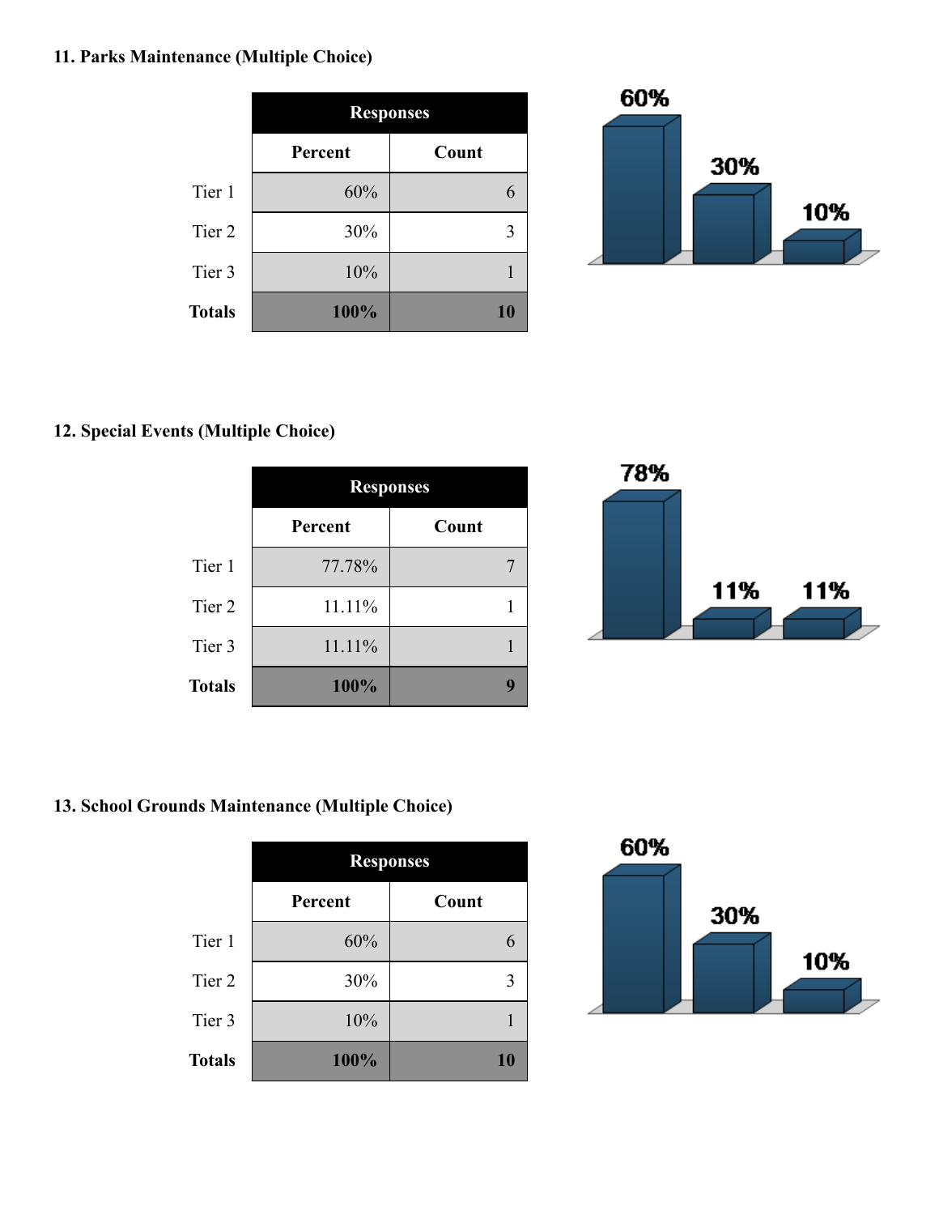### 11. Parks Maintenance (Multiple Choice)

| | Responses | |
|---|---|---|
| | Percent | Count |
| Tier 1 | 60% | 6 |
| Tier 2 | 30% | 3 |
| Tier 3 | 10% | 1 |
| **Totals** | **100%** | **10** |

### 12. Special Events (Multiple Choice)

| | Responses | |
|---|---|---|
| | Percent | Count |
| Tier 1 | 77.78% | 7 |
| Tier 2 | 11.11% | 1 |
| Tier 3 | 11.11% | 1 |
| **Totals** | **100%** | **9** |

### 13. School Grounds Maintenance (Multiple Choice)

| | Responses | |
|---|---|---|
| | Percent | Count |
| Tier 1 | 60% | 6 |
| Tier 2 | 30% | 3 |
| Tier 3 | 10% | 1 |
| **Totals** | **100%** | **10** |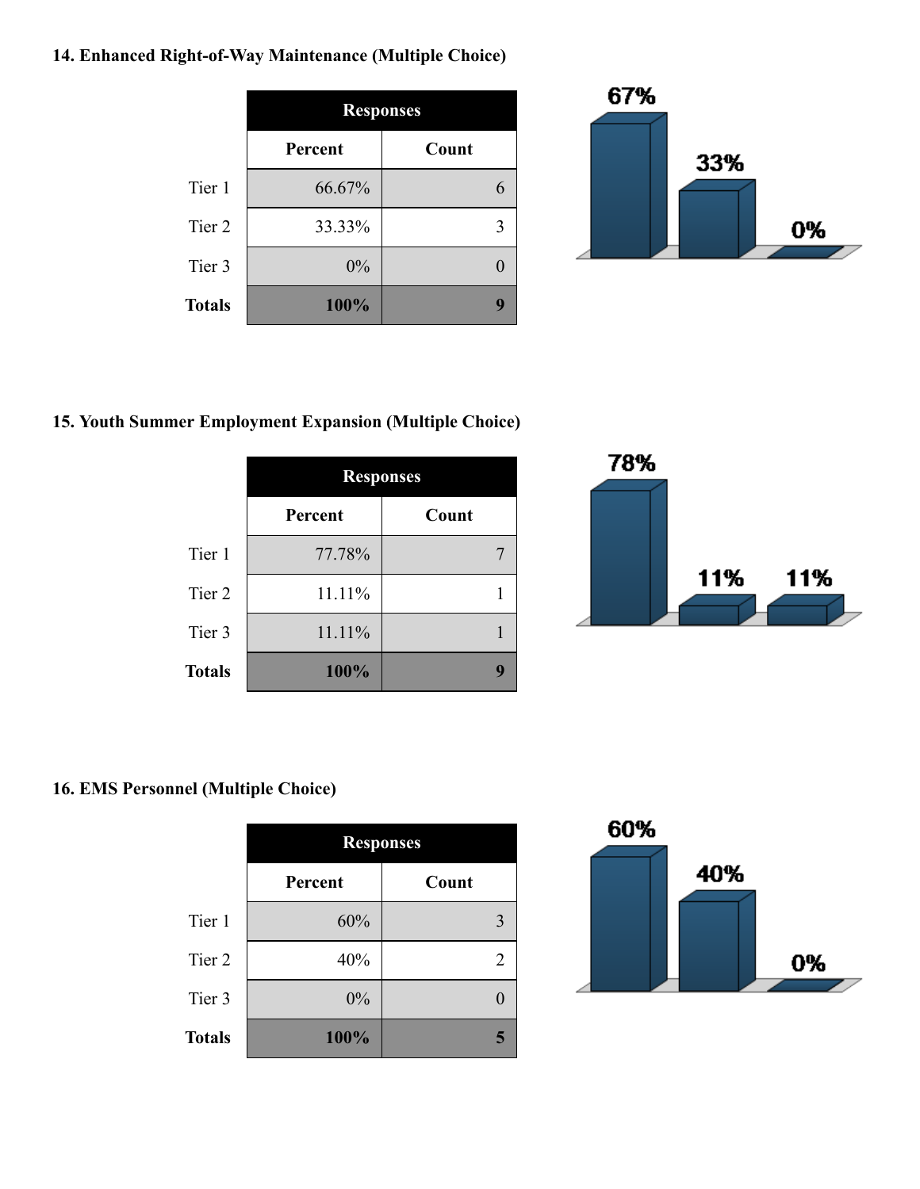### 14. Enhanced Right-of-Way Maintenance (Multiple Choice)

| | Responses | |
|---|---|---|
| | Percent | Count |
| Tier 1 | 66.67% | 6 |
| Tier 2 | 33.33% | 3 |
| Tier 3 | 0% | 0 |
| **Totals** | **100%** | **9** |

### 15. Youth Summer Employment Expansion (Multiple Choice)

| | Responses | |
|---|---|---|
| | Percent | Count |
| Tier 1 | 77.78% | 7 |
| Tier 2 | 11.11% | 1 |
| Tier 3 | 11.11% | 1 |
| **Totals** | **100%** | **9** |

### 16. EMS Personnel (Multiple Choice)

| | Responses | |
|---|---|---|
| | Percent | Count |
| Tier 1 | 60% | 3 |
| Tier 2 | 40% | 2 |
| Tier 3 | 0% | 0 |
| **Totals** | **100%** | **5** |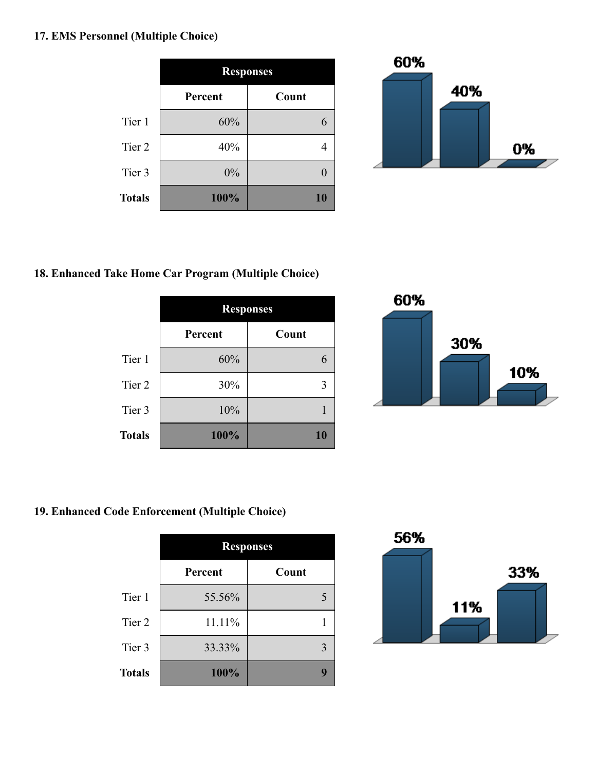### 17. EMS Personnel (Multiple Choice)

| | Responses | |
|---|---|---|
| | Percent | Count |
| Tier 1 | 60% | 6 |
| Tier 2 | 40% | 4 |
| Tier 3 | 0% | 0 |
| **Totals** | **100%** | **10** |

### 18. Enhanced Take Home Car Program (Multiple Choice)

| | Responses | |
|---|---|---|
| | Percent | Count |
| Tier 1 | 60% | 6 |
| Tier 2 | 30% | 3 |
| Tier 3 | 10% | 1 |
| **Totals** | **100%** | **10** |

### 19. Enhanced Code Enforcement (Multiple Choice)

| | Responses | |
|---|---|---|
| | Percent | Count |
| Tier 1 | 55.56% | 5 |
| Tier 2 | 11.11% | 1 |
| Tier 3 | 33.33% | 3 |
| **Totals** | **100%** | **9** |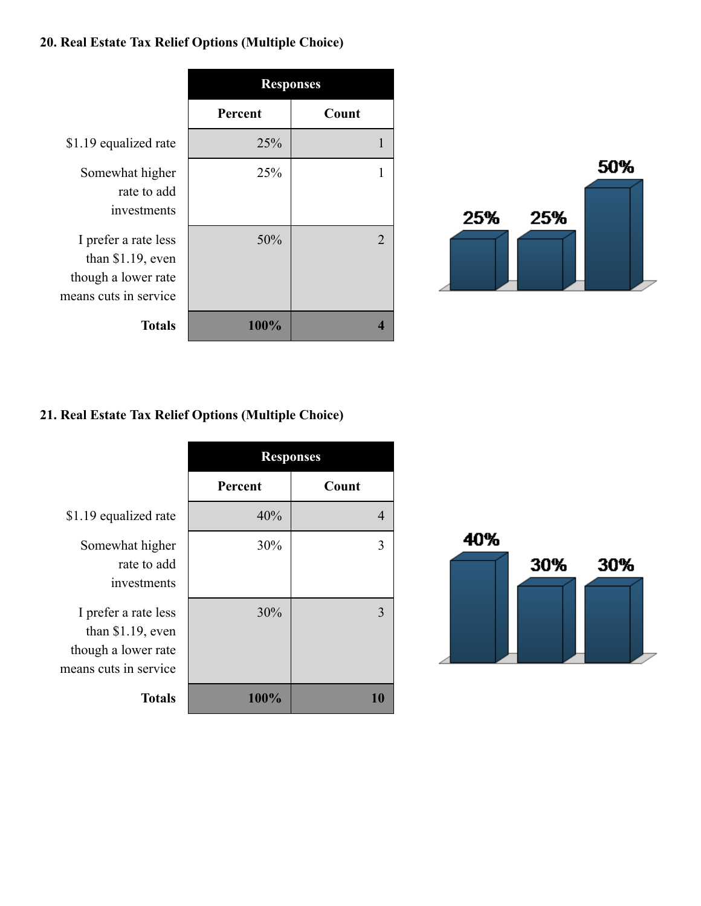### 20. Real Estate Tax Relief Options (Multiple Choice)

| | Responses | |
|---|---|---|
| | Percent | Count |
| $1.19 equalized rate | 25% | 1 |
| Somewhat higher rate to add investments | 25% | 1 |
| I prefer a rate less than $1.19, even though a lower rate means cuts in service | 50% | 2 |
| **Totals** | **100%** | **4** |

### 21. Real Estate Tax Relief Options (Multiple Choice)

| | Responses | |
|---|---|---|
| | Percent | Count |
| $1.19 equalized rate | 40% | 4 |
| Somewhat higher rate to add investments | 30% | 3 |
| I prefer a rate less than $1.19, even though a lower rate means cuts in service | 30% | 3 |
| **Totals** | **100%** | **10** |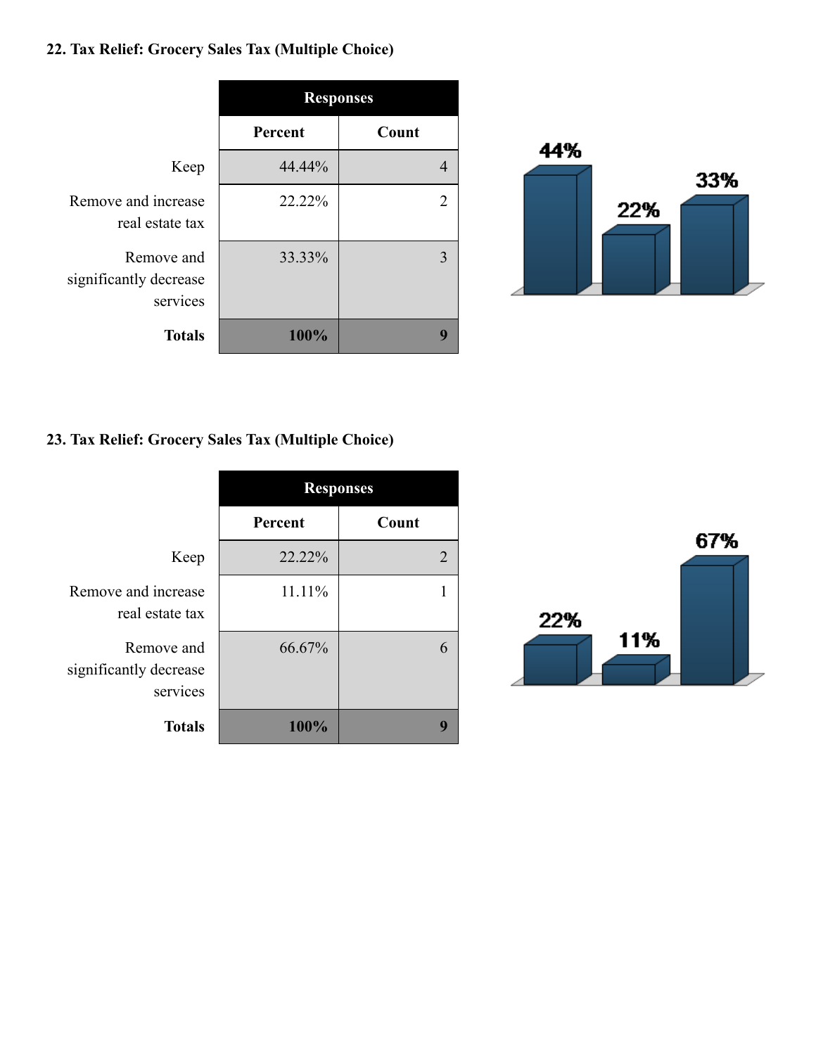### 22. Tax Relief: Grocery Sales Tax (Multiple Choice)

| | Responses | |
|---|---|---|
| | Percent | Count |
| Keep | 44.44% | 4 |
| Remove and increase real estate tax | 22.22% | 2 |
| Remove and significantly decrease services | 33.33% | 3 |
| **Totals** | **100%** | **9** |

44%
22%
33%

### 23. Tax Relief: Grocery Sales Tax (Multiple Choice)

| | Responses | |
|---|---|---|
| | Percent | Count |
| Keep | 22.22% | 2 |
| Remove and increase real estate tax | 11.11% | 1 |
| Remove and significantly decrease services | 66.67% | 6 |
| **Totals** | **100%** | **9** |

22%
11%
67%